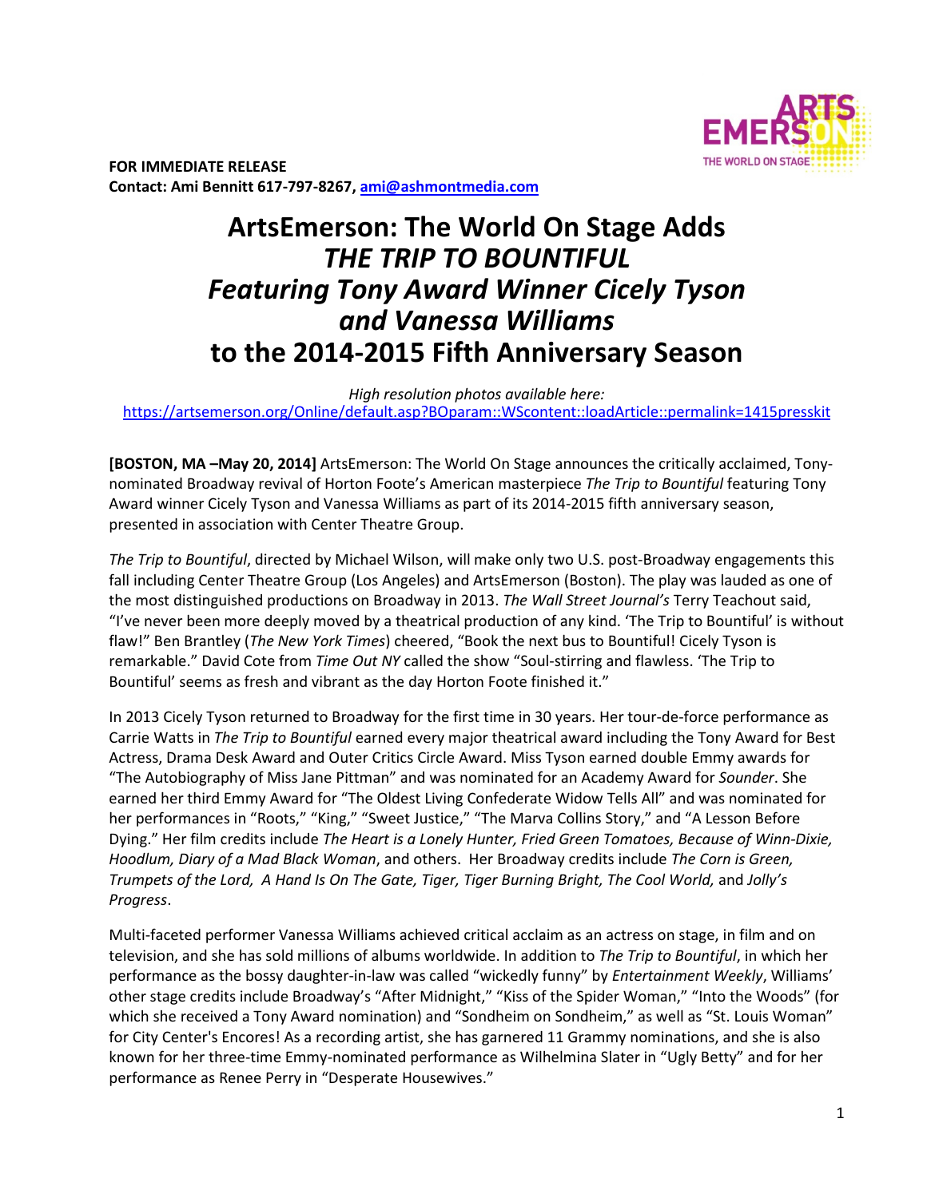**FOR IMMEDIATE RELEASE**
**Contact: Ami Bennitt 617-797-8267, ami@ashmontmedia.com**

# ArtsEmerson: The World On Stage Adds *THE TRIP TO BOUNTIFUL* *Featuring Tony Award Winner Cicely Tyson and Vanessa Williams* to the 2014-2015 Fifth Anniversary Season

*High resolution photos available here:*
https://artsemerson.org/Online/default.asp?BOparam::WScontent::loadArticle::permalink=1415presskit

**[BOSTON, MA –May 20, 2014]** ArtsEmerson: The World On Stage announces the critically acclaimed, Tony-nominated Broadway revival of Horton Foote's American masterpiece *The Trip to Bountiful* featuring Tony Award winner Cicely Tyson and Vanessa Williams as part of its 2014-2015 fifth anniversary season, presented in association with Center Theatre Group.

*The Trip to Bountiful*, directed by Michael Wilson, will make only two U.S. post-Broadway engagements this fall including Center Theatre Group (Los Angeles) and ArtsEmerson (Boston). The play was lauded as one of the most distinguished productions on Broadway in 2013. *The Wall Street Journal's* Terry Teachout said, "I've never been more deeply moved by a theatrical production of any kind. 'The Trip to Bountiful' is without flaw!" Ben Brantley (*The New York Times*) cheered, "Book the next bus to Bountiful! Cicely Tyson is remarkable." David Cote from *Time Out NY* called the show "Soul-stirring and flawless. 'The Trip to Bountiful' seems as fresh and vibrant as the day Horton Foote finished it."

In 2013 Cicely Tyson returned to Broadway for the first time in 30 years. Her tour-de-force performance as Carrie Watts in *The Trip to Bountiful* earned every major theatrical award including the Tony Award for Best Actress, Drama Desk Award and Outer Critics Circle Award. Miss Tyson earned double Emmy awards for "The Autobiography of Miss Jane Pittman" and was nominated for an Academy Award for *Sounder*. She earned her third Emmy Award for "The Oldest Living Confederate Widow Tells All" and was nominated for her performances in "Roots," "King," "Sweet Justice," "The Marva Collins Story," and "A Lesson Before Dying." Her film credits include *The Heart is a Lonely Hunter, Fried Green Tomatoes, Because of Winn-Dixie, Hoodlum, Diary of a Mad Black Woman*, and others. Her Broadway credits include *The Corn is Green, Trumpets of the Lord, A Hand Is On The Gate, Tiger, Tiger Burning Bright, The Cool World,* and *Jolly's Progress*.

Multi-faceted performer Vanessa Williams achieved critical acclaim as an actress on stage, in film and on television, and she has sold millions of albums worldwide. In addition to *The Trip to Bountiful*, in which her performance as the bossy daughter-in-law was called "wickedly funny" by *Entertainment Weekly*, Williams' other stage credits include Broadway's "After Midnight," "Kiss of the Spider Woman," "Into the Woods" (for which she received a Tony Award nomination) and "Sondheim on Sondheim," as well as "St. Louis Woman" for City Center's Encores! As a recording artist, she has garnered 11 Grammy nominations, and she is also known for her three-time Emmy-nominated performance as Wilhelmina Slater in "Ugly Betty" and for her performance as Renee Perry in "Desperate Housewives."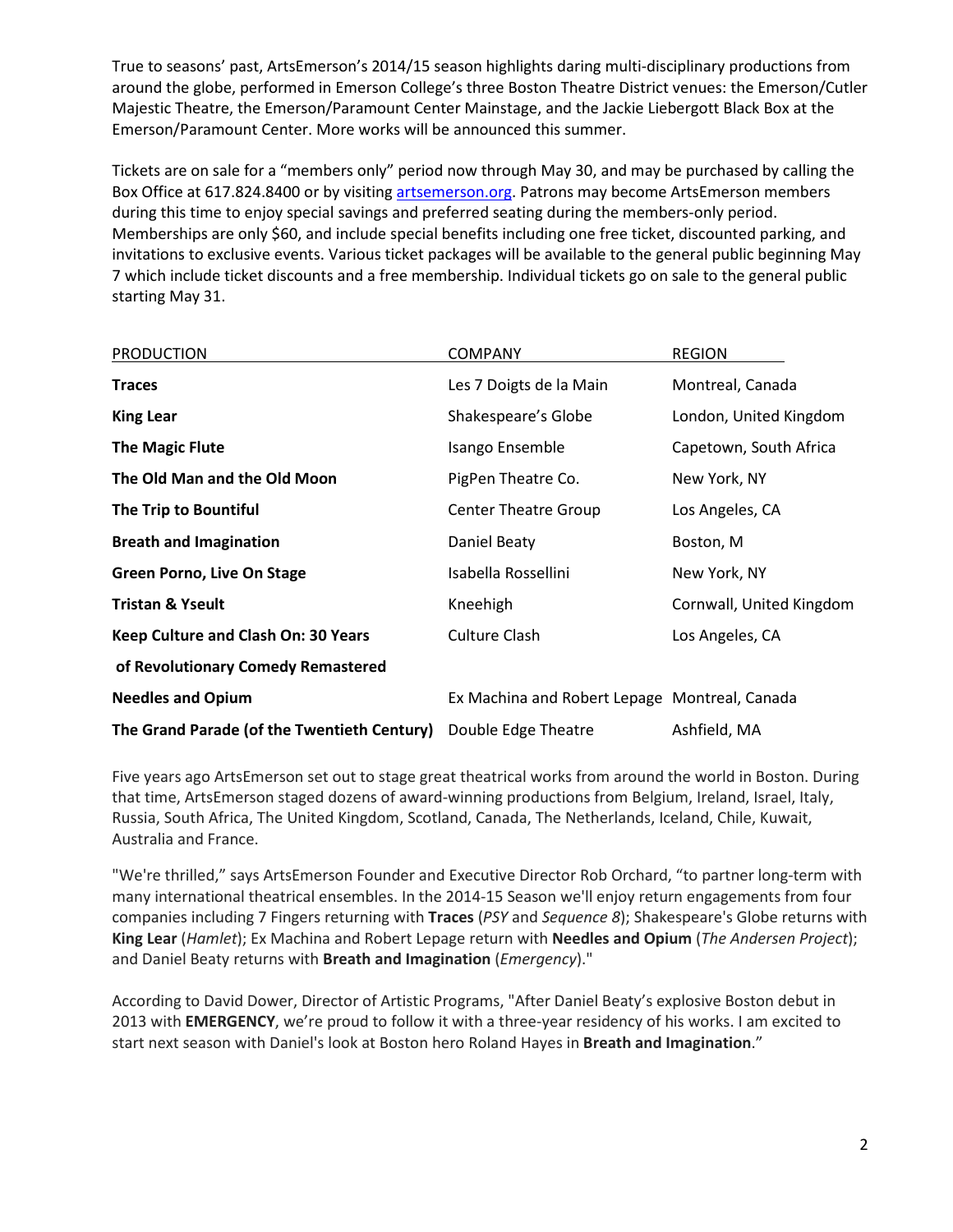True to seasons' past, ArtsEmerson's 2014/15 season highlights daring multi-disciplinary productions from around the globe, performed in Emerson College's three Boston Theatre District venues: the Emerson/Cutler Majestic Theatre, the Emerson/Paramount Center Mainstage, and the Jackie Liebergott Black Box at the Emerson/Paramount Center. More works will be announced this summer.

Tickets are on sale for a "members only" period now through May 30, and may be purchased by calling the Box Office at 617.824.8400 or by visiting [artsemerson.org](artsemerson.org). Patrons may become ArtsEmerson members during this time to enjoy special savings and preferred seating during the members-only period. Memberships are only $60, and include special benefits including one free ticket, discounted parking, and invitations to exclusive events. Various ticket packages will be available to the general public beginning May 7 which include ticket discounts and a free membership. Individual tickets go on sale to the general public starting May 31.

| PRODUCTION | COMPANY | REGION |
|---|---|---|
| **Traces** | Les 7 Doigts de la Main | Montreal, Canada |
| **King Lear** | Shakespeare's Globe | London, United Kingdom |
| **The Magic Flute** | Isango Ensemble | Capetown, South Africa |
| **The Old Man and the Old Moon** | PigPen Theatre Co. | New York, NY |
| **The Trip to Bountiful** | Center Theatre Group | Los Angeles, CA |
| **Breath and Imagination** | Daniel Beaty | Boston, M |
| **Green Porno, Live On Stage** | Isabella Rossellini | New York, NY |
| **Tristan & Yseult** | Kneehigh | Cornwall, United Kingdom |
| **Keep Culture and Clash On: 30 Years of Revolutionary Comedy Remastered** | Culture Clash | Los Angeles, CA |
| **Needles and Opium** | Ex Machina and Robert Lepage | Montreal, Canada |
| **The Grand Parade (of the Twentieth Century)** | Double Edge Theatre | Ashfield, MA |

Five years ago ArtsEmerson set out to stage great theatrical works from around the world in Boston. During that time, ArtsEmerson staged dozens of award-winning productions from Belgium, Ireland, Israel, Italy, Russia, South Africa, The United Kingdom, Scotland, Canada, The Netherlands, Iceland, Chile, Kuwait, Australia and France.

"We're thrilled," says ArtsEmerson Founder and Executive Director Rob Orchard, "to partner long-term with many international theatrical ensembles. In the 2014-15 Season we'll enjoy return engagements from four companies including 7 Fingers returning with **Traces** (*PSY* and *Sequence 8*); Shakespeare's Globe returns with **King Lear** (*Hamlet*); Ex Machina and Robert Lepage return with **Needles and Opium** (*The Andersen Project*); and Daniel Beaty returns with **Breath and Imagination** (*Emergency*)."

According to David Dower, Director of Artistic Programs, "After Daniel Beaty's explosive Boston debut in 2013 with **EMERGENCY**, we're proud to follow it with a three-year residency of his works. I am excited to start next season with Daniel's look at Boston hero Roland Hayes in **Breath and Imagination**."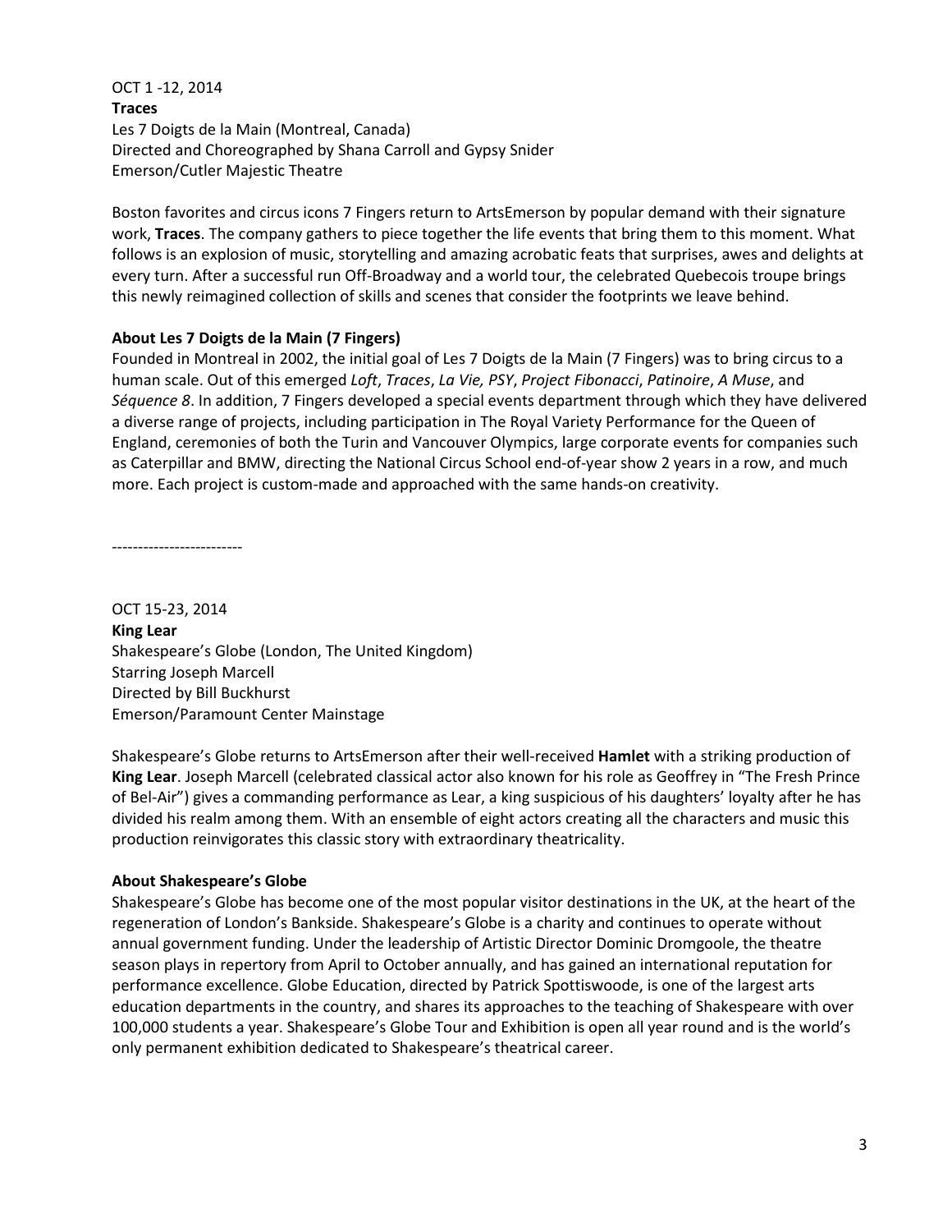OCT 1 -12, 2014
**Traces**
Les 7 Doigts de la Main (Montreal, Canada)
Directed and Choreographed by Shana Carroll and Gypsy Snider
Emerson/Cutler Majestic Theatre

Boston favorites and circus icons 7 Fingers return to ArtsEmerson by popular demand with their signature work, **Traces**. The company gathers to piece together the life events that bring them to this moment. What follows is an explosion of music, storytelling and amazing acrobatic feats that surprises, awes and delights at every turn. After a successful run Off-Broadway and a world tour, the celebrated Quebecois troupe brings this newly reimagined collection of skills and scenes that consider the footprints we leave behind.

**About Les 7 Doigts de la Main (7 Fingers)**
Founded in Montreal in 2002, the initial goal of Les 7 Doigts de la Main (7 Fingers) was to bring circus to a human scale. Out of this emerged *Loft*, *Traces*, *La Vie, PSY*, *Project Fibonacci*, *Patinoire*, *A Muse*, and *Séquence 8*. In addition, 7 Fingers developed a special events department through which they have delivered a diverse range of projects, including participation in The Royal Variety Performance for the Queen of England, ceremonies of both the Turin and Vancouver Olympics, large corporate events for companies such as Caterpillar and BMW, directing the National Circus School end-of-year show 2 years in a row, and much more. Each project is custom-made and approached with the same hands-on creativity.

-------------------------

OCT 15-23, 2014
**King Lear**
Shakespeare's Globe (London, The United Kingdom)
Starring Joseph Marcell
Directed by Bill Buckhurst
Emerson/Paramount Center Mainstage

Shakespeare's Globe returns to ArtsEmerson after their well-received **Hamlet** with a striking production of **King Lear**. Joseph Marcell (celebrated classical actor also known for his role as Geoffrey in "The Fresh Prince of Bel-Air") gives a commanding performance as Lear, a king suspicious of his daughters' loyalty after he has divided his realm among them. With an ensemble of eight actors creating all the characters and music this production reinvigorates this classic story with extraordinary theatricality.

**About Shakespeare's Globe**
Shakespeare's Globe has become one of the most popular visitor destinations in the UK, at the heart of the regeneration of London's Bankside. Shakespeare's Globe is a charity and continues to operate without annual government funding. Under the leadership of Artistic Director Dominic Dromgoole, the theatre season plays in repertory from April to October annually, and has gained an international reputation for performance excellence. Globe Education, directed by Patrick Spottiswoode, is one of the largest arts education departments in the country, and shares its approaches to the teaching of Shakespeare with over 100,000 students a year. Shakespeare's Globe Tour and Exhibition is open all year round and is the world's only permanent exhibition dedicated to Shakespeare's theatrical career.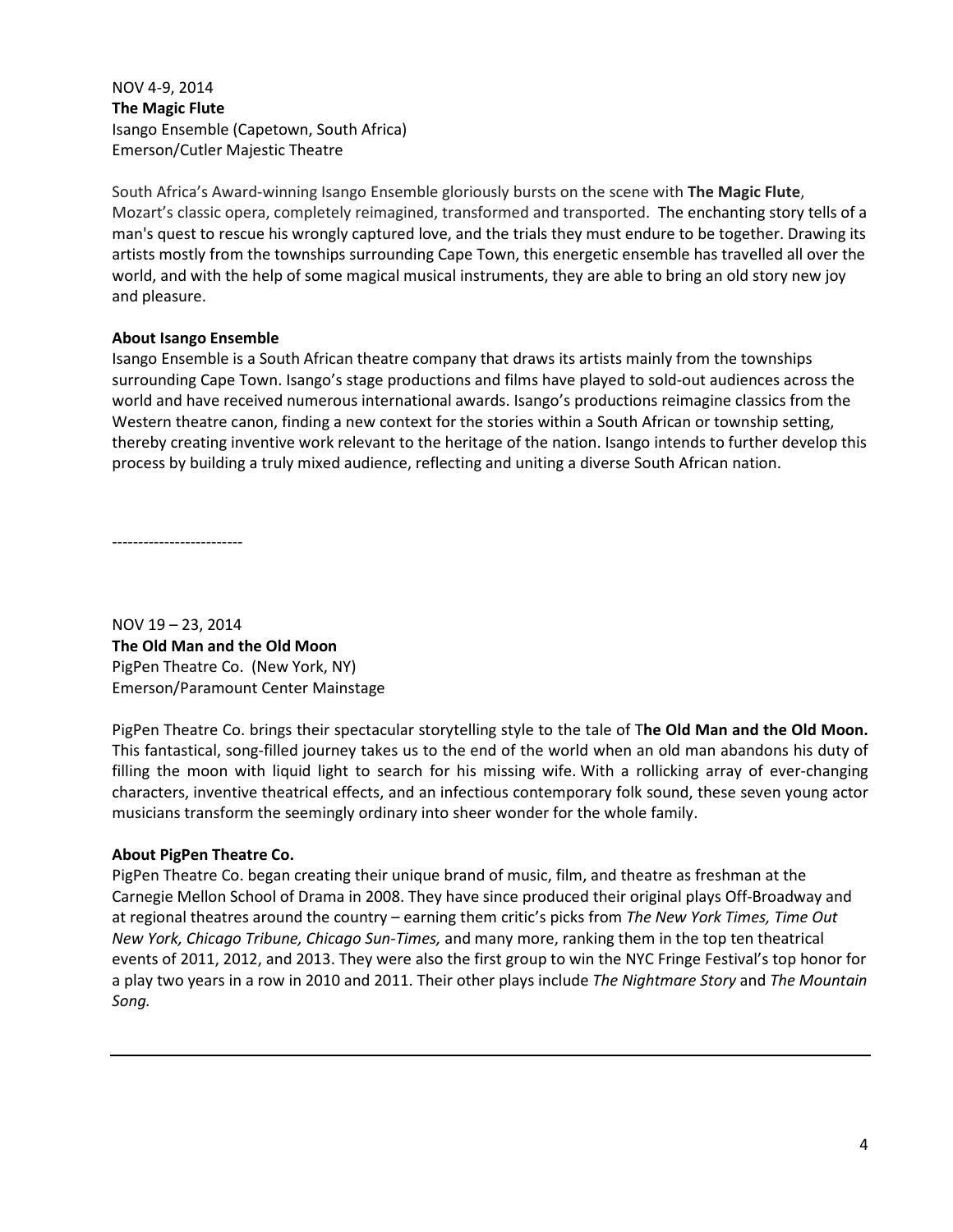NOV 4-9, 2014
**The Magic Flute**
Isango Ensemble (Capetown, South Africa)
Emerson/Cutler Majestic Theatre

South Africa's Award-winning Isango Ensemble gloriously bursts on the scene with **The Magic Flute**, Mozart's classic opera, completely reimagined, transformed and transported. The enchanting story tells of a man's quest to rescue his wrongly captured love, and the trials they must endure to be together. Drawing its artists mostly from the townships surrounding Cape Town, this energetic ensemble has travelled all over the world, and with the help of some magical musical instruments, they are able to bring an old story new joy and pleasure.

**About Isango Ensemble**
Isango Ensemble is a South African theatre company that draws its artists mainly from the townships surrounding Cape Town. Isango's stage productions and films have played to sold-out audiences across the world and have received numerous international awards. Isango's productions reimagine classics from the Western theatre canon, finding a new context for the stories within a South African or township setting, thereby creating inventive work relevant to the heritage of the nation. Isango intends to further develop this process by building a truly mixed audience, reflecting and uniting a diverse South African nation.

-------------------------

NOV 19 – 23, 2014
**The Old Man and the Old Moon**
PigPen Theatre Co. (New York, NY)
Emerson/Paramount Center Mainstage

PigPen Theatre Co. brings their spectacular storytelling style to the tale of T**he Old Man and the Old Moon.** This fantastical, song-filled journey takes us to the end of the world when an old man abandons his duty of filling the moon with liquid light to search for his missing wife. With a rollicking array of ever-changing characters, inventive theatrical effects, and an infectious contemporary folk sound, these seven young actor musicians transform the seemingly ordinary into sheer wonder for the whole family.

**About PigPen Theatre Co.**
PigPen Theatre Co. began creating their unique brand of music, film, and theatre as freshman at the Carnegie Mellon School of Drama in 2008. They have since produced their original plays Off-Broadway and at regional theatres around the country – earning them critic's picks from *The New York Times, Time Out New York, Chicago Tribune, Chicago Sun-Times,* and many more, ranking them in the top ten theatrical events of 2011, 2012, and 2013. They were also the first group to win the NYC Fringe Festival's top honor for a play two years in a row in 2010 and 2011. Their other plays include *The Nightmare Story* and *The Mountain Song.*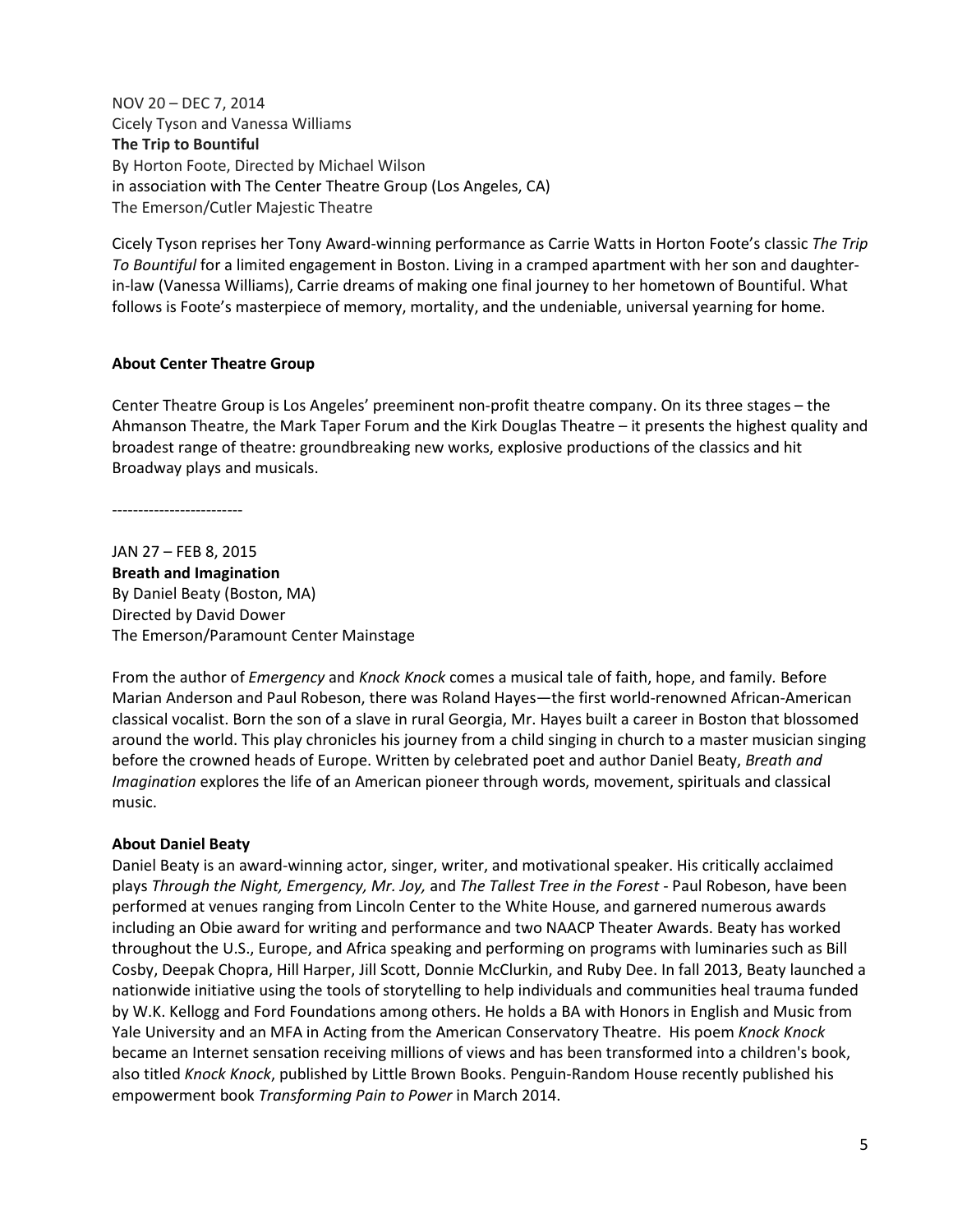NOV 20 – DEC 7, 2014
Cicely Tyson and Vanessa Williams
**The Trip to Bountiful**
By Horton Foote, Directed by Michael Wilson
in association with The Center Theatre Group (Los Angeles, CA)
The Emerson/Cutler Majestic Theatre

Cicely Tyson reprises her Tony Award-winning performance as Carrie Watts in Horton Foote's classic *The Trip To Bountiful* for a limited engagement in Boston. Living in a cramped apartment with her son and daughter-in-law (Vanessa Williams), Carrie dreams of making one final journey to her hometown of Bountiful. What follows is Foote's masterpiece of memory, mortality, and the undeniable, universal yearning for home.

**About Center Theatre Group**

Center Theatre Group is Los Angeles' preeminent non-profit theatre company. On its three stages – the Ahmanson Theatre, the Mark Taper Forum and the Kirk Douglas Theatre – it presents the highest quality and broadest range of theatre: groundbreaking new works, explosive productions of the classics and hit Broadway plays and musicals.

-------------------------

JAN 27 – FEB 8, 2015
**Breath and Imagination**
By Daniel Beaty (Boston, MA)
Directed by David Dower
The Emerson/Paramount Center Mainstage

From the author of *Emergency* and *Knock Knock* comes a musical tale of faith, hope, and family. Before Marian Anderson and Paul Robeson, there was Roland Hayes—the first world-renowned African-American classical vocalist. Born the son of a slave in rural Georgia, Mr. Hayes built a career in Boston that blossomed around the world. This play chronicles his journey from a child singing in church to a master musician singing before the crowned heads of Europe. Written by celebrated poet and author Daniel Beaty, *Breath and Imagination* explores the life of an American pioneer through words, movement, spirituals and classical music.

**About Daniel Beaty**
Daniel Beaty is an award-winning actor, singer, writer, and motivational speaker. His critically acclaimed plays *Through the Night, Emergency, Mr. Joy,* and *The Tallest Tree in the Forest* - Paul Robeson, have been performed at venues ranging from Lincoln Center to the White House, and garnered numerous awards including an Obie award for writing and performance and two NAACP Theater Awards. Beaty has worked throughout the U.S., Europe, and Africa speaking and performing on programs with luminaries such as Bill Cosby, Deepak Chopra, Hill Harper, Jill Scott, Donnie McClurkin, and Ruby Dee. In fall 2013, Beaty launched a nationwide initiative using the tools of storytelling to help individuals and communities heal trauma funded by W.K. Kellogg and Ford Foundations among others. He holds a BA with Honors in English and Music from Yale University and an MFA in Acting from the American Conservatory Theatre. His poem *Knock Knock* became an Internet sensation receiving millions of views and has been transformed into a children's book, also titled *Knock Knock*, published by Little Brown Books. Penguin-Random House recently published his empowerment book *Transforming Pain to Power* in March 2014.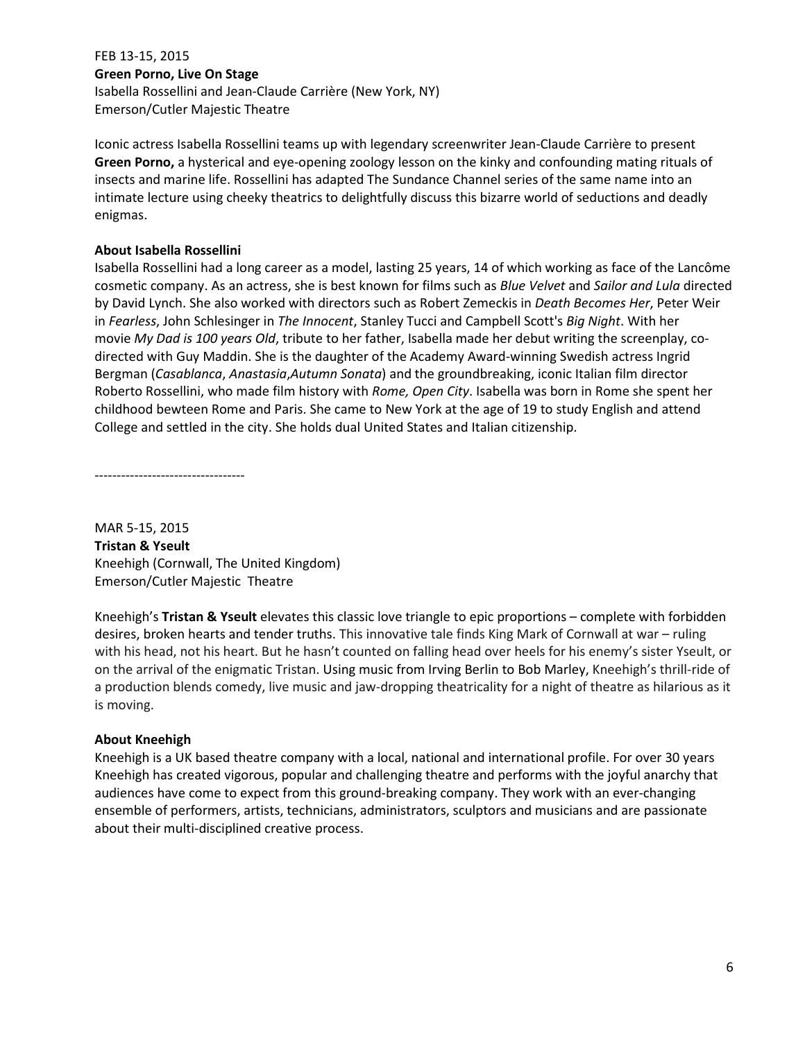FEB 13-15, 2015
**Green Porno, Live On Stage**
Isabella Rossellini and Jean-Claude Carrière (New York, NY)
Emerson/Cutler Majestic Theatre

Iconic actress Isabella Rossellini teams up with legendary screenwriter Jean-Claude Carrière to present **Green Porno,** a hysterical and eye-opening zoology lesson on the kinky and confounding mating rituals of insects and marine life. Rossellini has adapted The Sundance Channel series of the same name into an intimate lecture using cheeky theatrics to delightfully discuss this bizarre world of seductions and deadly enigmas.

**About Isabella Rossellini**
Isabella Rossellini had a long career as a model, lasting 25 years, 14 of which working as face of the Lancôme cosmetic company. As an actress, she is best known for films such as *Blue Velvet* and *Sailor and Lula* directed by David Lynch. She also worked with directors such as Robert Zemeckis in *Death Becomes Her*, Peter Weir in *Fearless*, John Schlesinger in *The Innocent*, Stanley Tucci and Campbell Scott's *Big Night*. With her movie *My Dad is 100 years Old*, tribute to her father, Isabella made her debut writing the screenplay, co-directed with Guy Maddin. She is the daughter of the Academy Award-winning Swedish actress Ingrid Bergman (*Casablanca*, *Anastasia*,*Autumn Sonata*) and the groundbreaking, iconic Italian film director Roberto Rossellini, who made film history with *Rome, Open City*. Isabella was born in Rome she spent her childhood bewteen Rome and Paris. She came to New York at the age of 19 to study English and attend College and settled in the city. She holds dual United States and Italian citizenship.

----------------------------------

MAR 5-15, 2015
**Tristan & Yseult**
Kneehigh (Cornwall, The United Kingdom)
Emerson/Cutler Majestic Theatre

Kneehigh's **Tristan & Yseult** elevates this classic love triangle to epic proportions – complete with forbidden desires, broken hearts and tender truths. This innovative tale finds King Mark of Cornwall at war – ruling with his head, not his heart. But he hasn't counted on falling head over heels for his enemy's sister Yseult, or on the arrival of the enigmatic Tristan. Using music from Irving Berlin to Bob Marley, Kneehigh's thrill-ride of a production blends comedy, live music and jaw-dropping theatricality for a night of theatre as hilarious as it is moving.

**About Kneehigh**
Kneehigh is a UK based theatre company with a local, national and international profile. For over 30 years Kneehigh has created vigorous, popular and challenging theatre and performs with the joyful anarchy that audiences have come to expect from this ground-breaking company. They work with an ever-changing ensemble of performers, artists, technicians, administrators, sculptors and musicians and are passionate about their multi-disciplined creative process.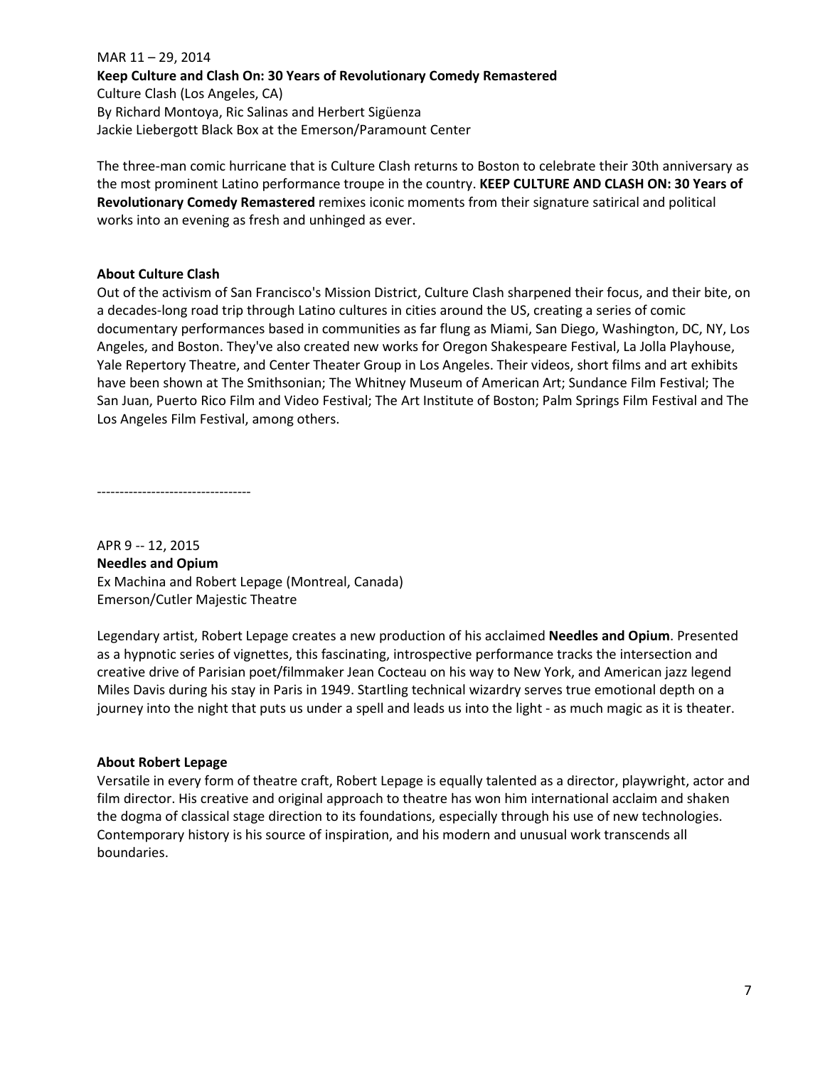MAR 11 – 29, 2014
**Keep Culture and Clash On: 30 Years of Revolutionary Comedy Remastered**
Culture Clash (Los Angeles, CA)
By Richard Montoya, Ric Salinas and Herbert Sigüenza
Jackie Liebergott Black Box at the Emerson/Paramount Center

The three-man comic hurricane that is Culture Clash returns to Boston to celebrate their 30th anniversary as the most prominent Latino performance troupe in the country. **KEEP CULTURE AND CLASH ON: 30 Years of Revolutionary Comedy Remastered** remixes iconic moments from their signature satirical and political works into an evening as fresh and unhinged as ever.

**About Culture Clash**
Out of the activism of San Francisco's Mission District, Culture Clash sharpened their focus, and their bite, on a decades-long road trip through Latino cultures in cities around the US, creating a series of comic documentary performances based in communities as far flung as Miami, San Diego, Washington, DC, NY, Los Angeles, and Boston. They've also created new works for Oregon Shakespeare Festival, La Jolla Playhouse, Yale Repertory Theatre, and Center Theater Group in Los Angeles. Their videos, short films and art exhibits have been shown at The Smithsonian; The Whitney Museum of American Art; Sundance Film Festival; The San Juan, Puerto Rico Film and Video Festival; The Art Institute of Boston; Palm Springs Film Festival and The Los Angeles Film Festival, among others.

----------------------------------

APR 9 -- 12, 2015
**Needles and Opium**
Ex Machina and Robert Lepage (Montreal, Canada)
Emerson/Cutler Majestic Theatre

Legendary artist, Robert Lepage creates a new production of his acclaimed **Needles and Opium**. Presented as a hypnotic series of vignettes, this fascinating, introspective performance tracks the intersection and creative drive of Parisian poet/filmmaker Jean Cocteau on his way to New York, and American jazz legend Miles Davis during his stay in Paris in 1949. Startling technical wizardry serves true emotional depth on a journey into the night that puts us under a spell and leads us into the light - as much magic as it is theater.

**About Robert Lepage**
Versatile in every form of theatre craft, Robert Lepage is equally talented as a director, playwright, actor and film director. His creative and original approach to theatre has won him international acclaim and shaken the dogma of classical stage direction to its foundations, especially through his use of new technologies. Contemporary history is his source of inspiration, and his modern and unusual work transcends all boundaries.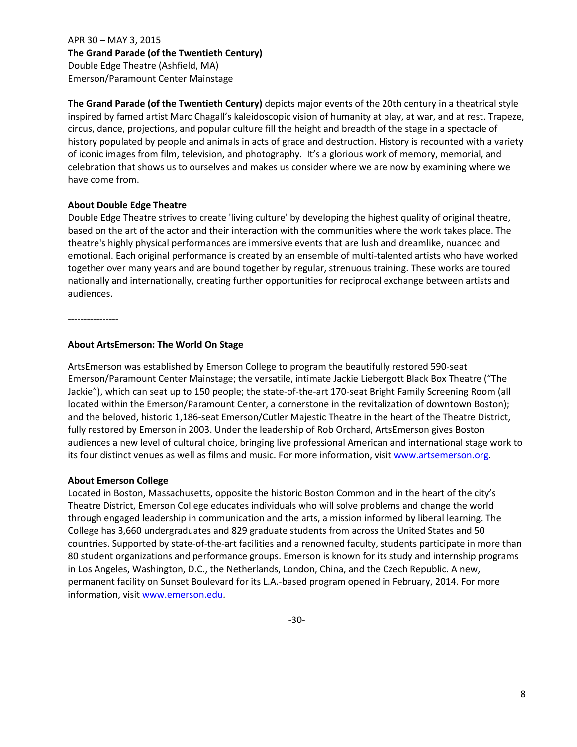APR 30 – MAY 3, 2015
**The Grand Parade (of the Twentieth Century)**
Double Edge Theatre (Ashfield, MA)
Emerson/Paramount Center Mainstage

**The Grand Parade (of the Twentieth Century)** depicts major events of the 20th century in a theatrical style inspired by famed artist Marc Chagall's kaleidoscopic vision of humanity at play, at war, and at rest. Trapeze, circus, dance, projections, and popular culture fill the height and breadth of the stage in a spectacle of history populated by people and animals in acts of grace and destruction. History is recounted with a variety of iconic images from film, television, and photography. It's a glorious work of memory, memorial, and celebration that shows us to ourselves and makes us consider where we are now by examining where we have come from.

**About Double Edge Theatre**
Double Edge Theatre strives to create 'living culture' by developing the highest quality of original theatre, based on the art of the actor and their interaction with the communities where the work takes place. The theatre's highly physical performances are immersive events that are lush and dreamlike, nuanced and emotional. Each original performance is created by an ensemble of multi-talented artists who have worked together over many years and are bound together by regular, strenuous training. These works are toured nationally and internationally, creating further opportunities for reciprocal exchange between artists and audiences.

----------------

**About ArtsEmerson: The World On Stage**

ArtsEmerson was established by Emerson College to program the beautifully restored 590-seat Emerson/Paramount Center Mainstage; the versatile, intimate Jackie Liebergott Black Box Theatre ("The Jackie"), which can seat up to 150 people; the state-of-the-art 170-seat Bright Family Screening Room (all located within the Emerson/Paramount Center, a cornerstone in the revitalization of downtown Boston); and the beloved, historic 1,186-seat Emerson/Cutler Majestic Theatre in the heart of the Theatre District, fully restored by Emerson in 2003. Under the leadership of Rob Orchard, ArtsEmerson gives Boston audiences a new level of cultural choice, bringing live professional American and international stage work to its four distinct venues as well as films and music. For more information, visit www.artsemerson.org.

**About Emerson College**
Located in Boston, Massachusetts, opposite the historic Boston Common and in the heart of the city's Theatre District, Emerson College educates individuals who will solve problems and change the world through engaged leadership in communication and the arts, a mission informed by liberal learning. The College has 3,660 undergraduates and 829 graduate students from across the United States and 50 countries. Supported by state-of-the-art facilities and a renowned faculty, students participate in more than 80 student organizations and performance groups. Emerson is known for its study and internship programs in Los Angeles, Washington, D.C., the Netherlands, London, China, and the Czech Republic. A new, permanent facility on Sunset Boulevard for its L.A.-based program opened in February, 2014. For more information, visit www.emerson.edu.

-30-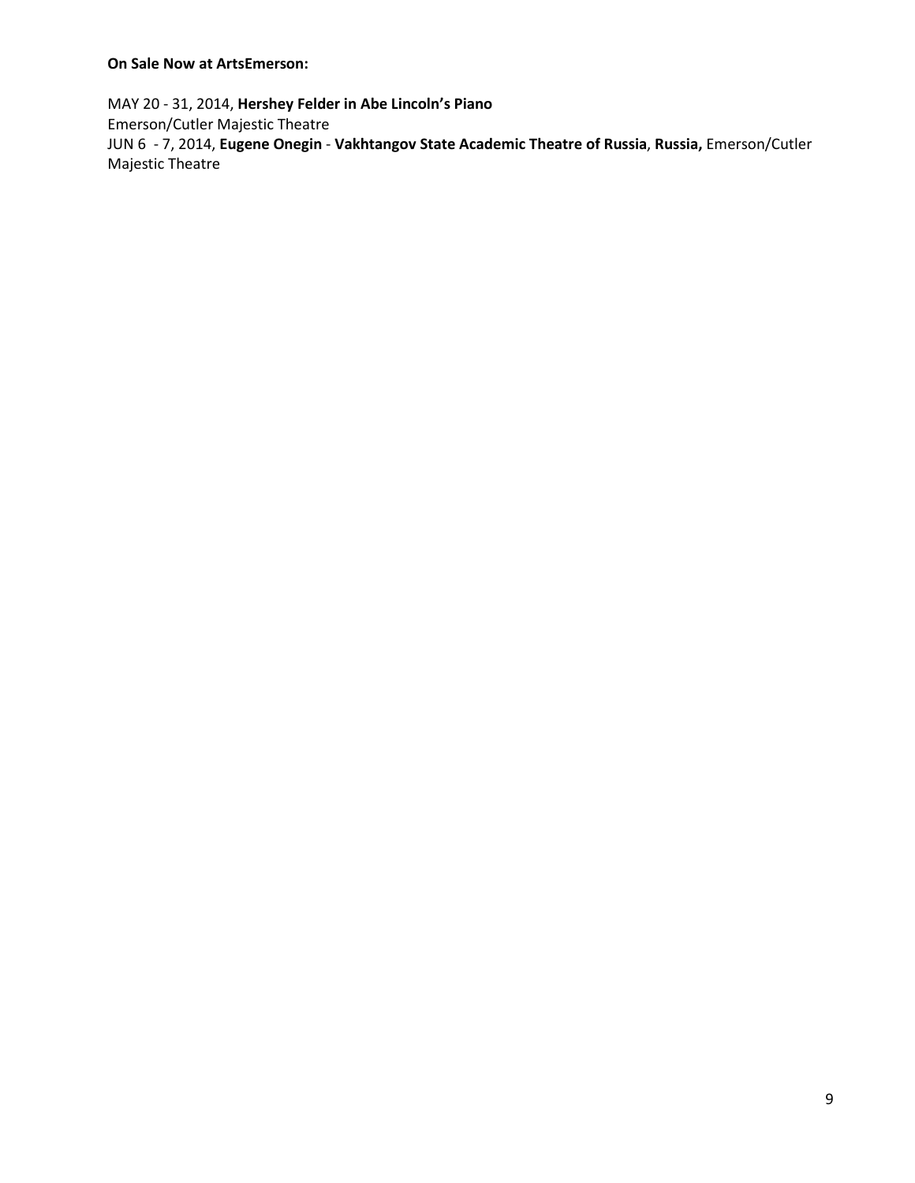**On Sale Now at ArtsEmerson:**

MAY 20 - 31, 2014, **Hershey Felder in Abe Lincoln's Piano**
Emerson/Cutler Majestic Theatre
JUN 6 - 7, 2014, **Eugene Onegin** - **Vakhtangov State Academic Theatre of Russia**, **Russia,** Emerson/Cutler Majestic Theatre